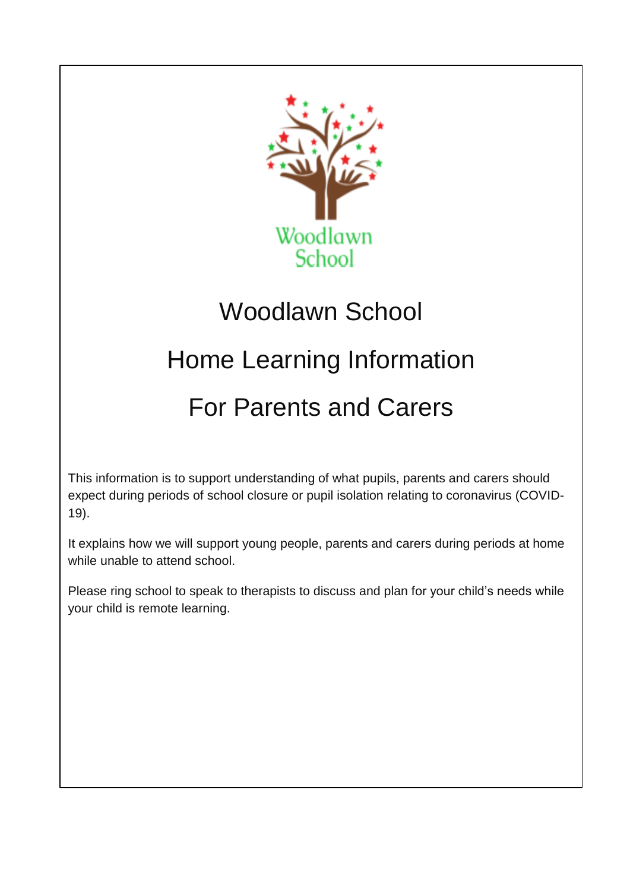# Woodlawn School

## Home Learning Information

## For Parents and Carers

This information is to support understanding of what pupils, parents and carers should expect during periods of school closure or pupil isolation relating to coronavirus (COVID-19).

It explains how we will support young people, parents and carers during periods at home while unable to attend school.

Please ring school to speak to therapists to discuss and plan for your child's needs while your child is remote learning.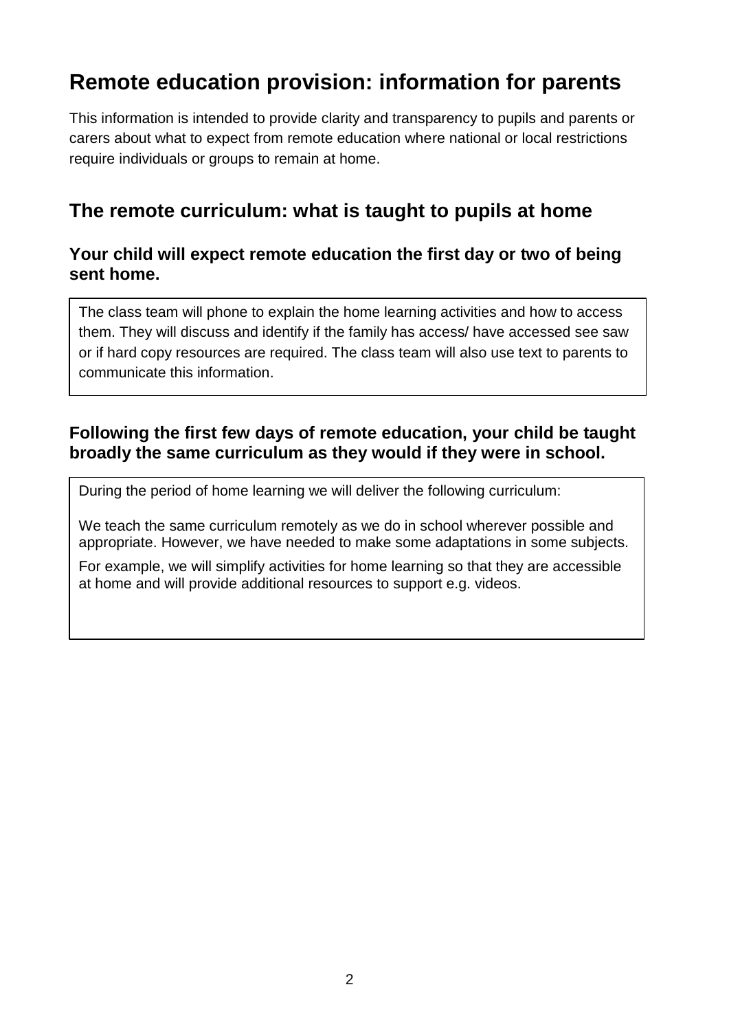# Remote education provision: information for parents

This information is intended to provide clarity and transparency to pupils and parents or carers about what to expect from remote education where national or local restrictions require individuals or groups to remain at home.

## The remote curriculum: what is taught to pupils at home

### Your child will expect remote education the first day or two of being sent home.

The class team will phone to explain the home learning activities and how to access them. They will discuss and identify if the family has access/ have accessed see saw or if hard copy resources are required. The class team will also use text to parents to communicate this information.

### Following the first few days of remote education, your child be taught broadly the same curriculum as they would if they were in school.

During the period of home learning we will deliver the following curriculum:

We teach the same curriculum remotely as we do in school wherever possible and appropriate. However, we have needed to make some adaptations in some subjects.

For example, we will simplify activities for home learning so that they are accessible at home and will provide additional resources to support e.g. videos.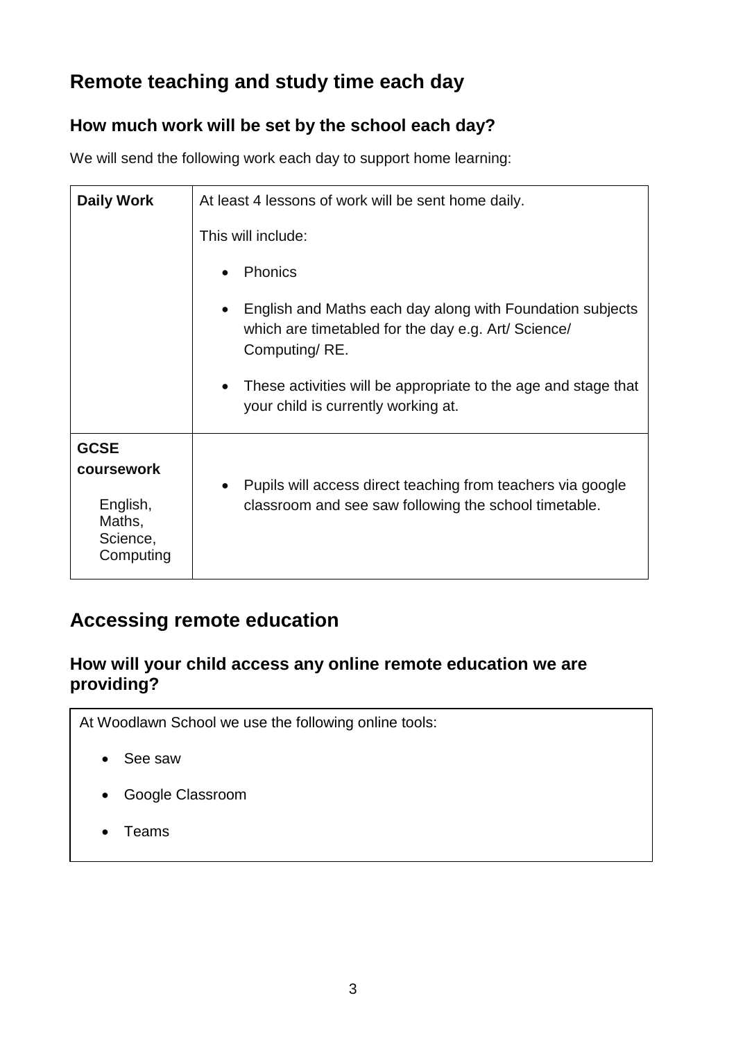## Remote teaching and study time each day

### How much work will be set by the school each day?

We will send the following work each day to support home learning:

| | |
|---|---|
| **Daily Work** | At least 4 lessons of work will be sent home daily.<br><br>This will include:<br><br>• Phonics<br><br>• English and Maths each day along with Foundation subjects which are timetabled for the day e.g. Art/ Science/ Computing/ RE.<br><br>• These activities will be appropriate to the age and stage that your child is currently working at. |
| **GCSE coursework**<br><br>English, Maths, Science, Computing | • Pupils will access direct teaching from teachers via google classroom and see saw following the school timetable. |

## Accessing remote education

### How will your child access any online remote education we are providing?

At Woodlawn School we use the following online tools:

- See saw
- Google Classroom
- Teams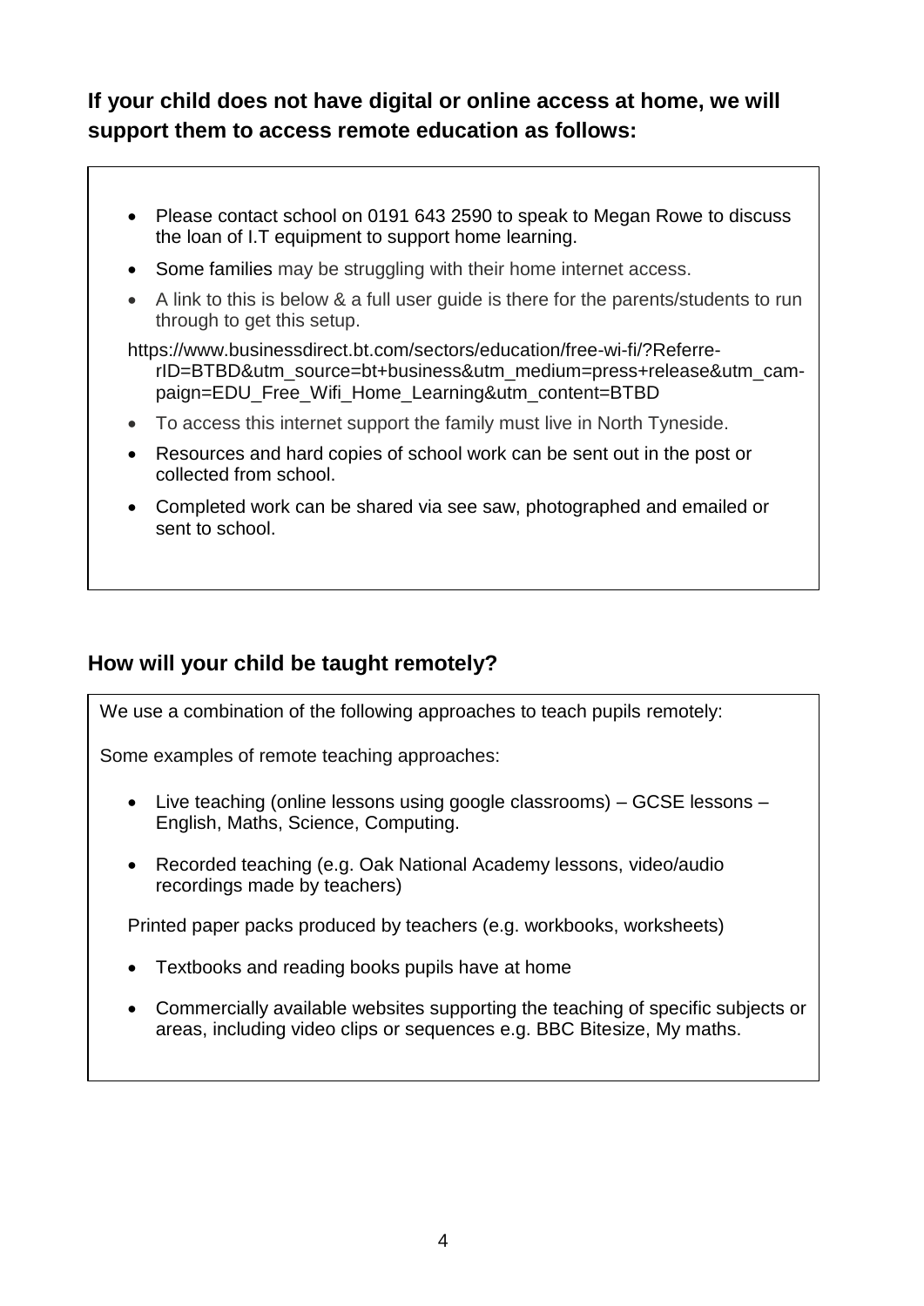### If your child does not have digital or online access at home, we will support them to access remote education as follows:

- Please contact school on 0191 643 2590 to speak to Megan Rowe to discuss the loan of I.T equipment to support home learning.
- Some families may be struggling with their home internet access.
- A link to this is below & a full user guide is there for the parents/students to run through to get this setup.

https://www.businessdirect.bt.com/sectors/education/free-wi-fi/?ReferrerID=BTBD&utm_source=bt+business&utm_medium=press+release&utm_campaign=EDU_Free_Wifi_Home_Learning&utm_content=BTBD

- To access this internet support the family must live in North Tyneside.
- Resources and hard copies of school work can be sent out in the post or collected from school.
- Completed work can be shared via see saw, photographed and emailed or sent to school.

### How will your child be taught remotely?

We use a combination of the following approaches to teach pupils remotely:

Some examples of remote teaching approaches:

- Live teaching (online lessons using google classrooms) – GCSE lessons – English, Maths, Science, Computing.
- Recorded teaching (e.g. Oak National Academy lessons, video/audio recordings made by teachers)

Printed paper packs produced by teachers (e.g. workbooks, worksheets)

- Textbooks and reading books pupils have at home
- Commercially available websites supporting the teaching of specific subjects or areas, including video clips or sequences e.g. BBC Bitesize, My maths.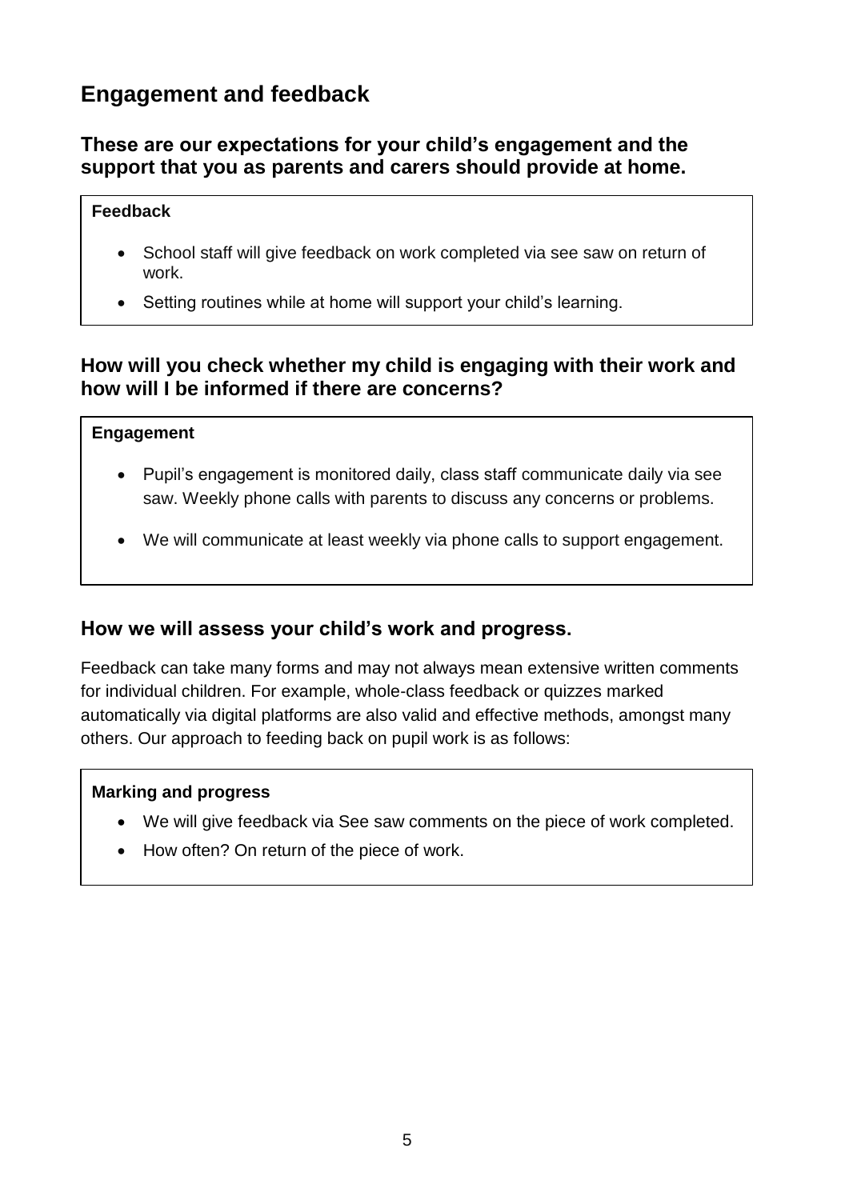## Engagement and feedback

### These are our expectations for your child's engagement and the support that you as parents and carers should provide at home.

**Feedback**

- School staff will give feedback on work completed via see saw on return of work.
- Setting routines while at home will support your child's learning.

### How will you check whether my child is engaging with their work and how will I be informed if there are concerns?

**Engagement**

- Pupil's engagement is monitored daily, class staff communicate daily via see saw. Weekly phone calls with parents to discuss any concerns or problems.
- We will communicate at least weekly via phone calls to support engagement.

### How we will assess your child's work and progress.

Feedback can take many forms and may not always mean extensive written comments for individual children. For example, whole-class feedback or quizzes marked automatically via digital platforms are also valid and effective methods, amongst many others. Our approach to feeding back on pupil work is as follows:

**Marking and progress**

- We will give feedback via See saw comments on the piece of work completed.
- How often? On return of the piece of work.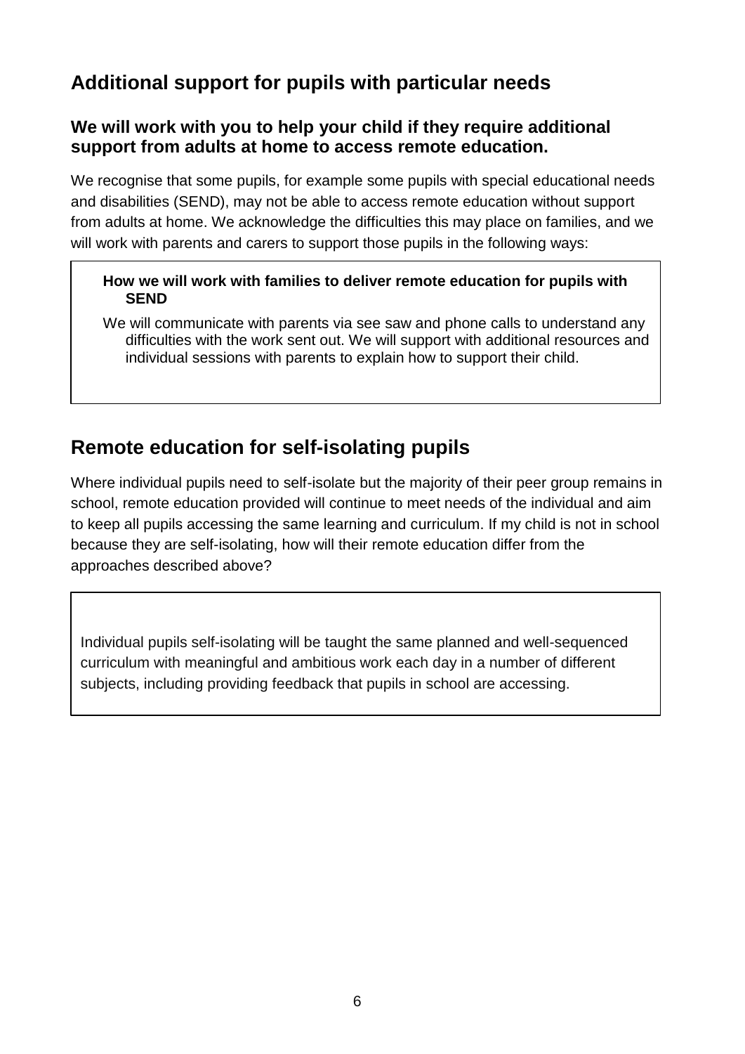## Additional support for pupils with particular needs

### We will work with you to help your child if they require additional support from adults at home to access remote education.

We recognise that some pupils, for example some pupils with special educational needs and disabilities (SEND), may not be able to access remote education without support from adults at home. We acknowledge the difficulties this may place on families, and we will work with parents and carers to support those pupils in the following ways:

**How we will work with families to deliver remote education for pupils with SEND**

We will communicate with parents via see saw and phone calls to understand any difficulties with the work sent out. We will support with additional resources and individual sessions with parents to explain how to support their child.

## Remote education for self-isolating pupils

Where individual pupils need to self-isolate but the majority of their peer group remains in school, remote education provided will continue to meet needs of the individual and aim to keep all pupils accessing the same learning and curriculum. If my child is not in school because they are self-isolating, how will their remote education differ from the approaches described above?

Individual pupils self-isolating will be taught the same planned and well-sequenced curriculum with meaningful and ambitious work each day in a number of different subjects, including providing feedback that pupils in school are accessing.